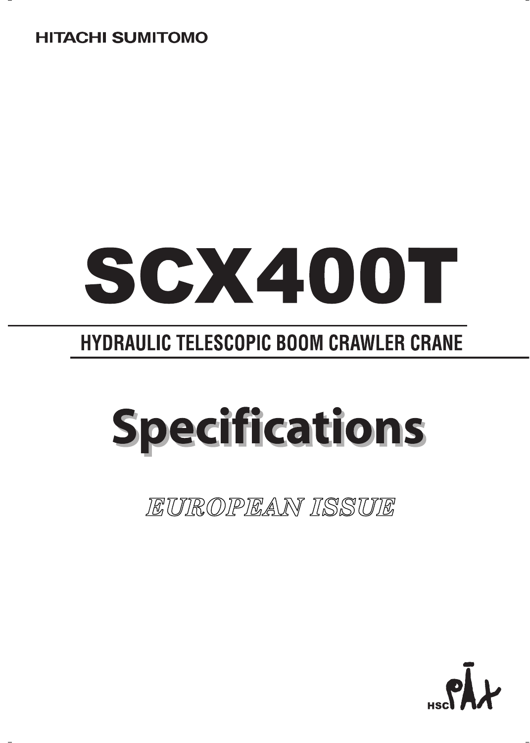HITACHI SUMITOMO

# SCX400T

## HYDRAULIC TELESCOPIC BOOM CRAWLER CRANE

# Specifications

*EUROPEAN ISSUE*

HSC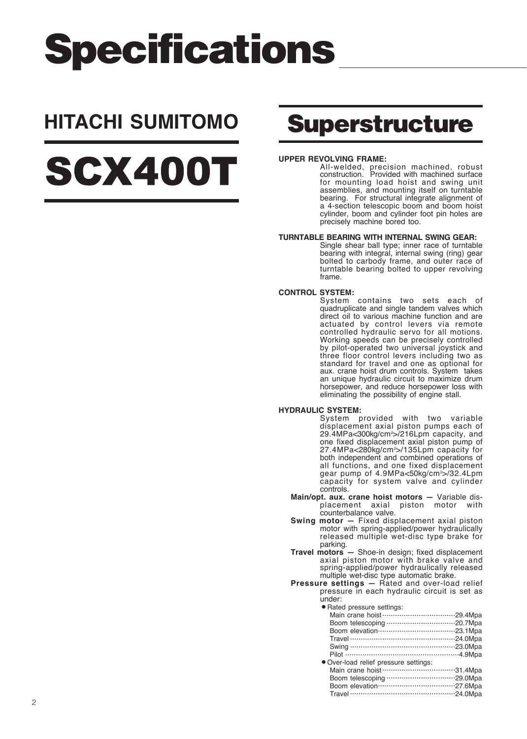# Specifications

## HITACHI SUMITOMO

# SCX400T

## Superstructure

**UPPER REVOLVING FRAME:**
All-welded, precision machined, robust construction. Provided with machined surface for mounting load hoist and swing unit assemblies, and mounting itself on turntable bearing. For structural integrate alignment of a 4-section telescopic boom and boom hoist cylinder, boom and cylinder foot pin holes are precisely machine bored too.

**TURNTABLE BEARING WITH INTERNAL SWING GEAR:**
Single shear ball type; inner race of turntable bearing with integral, internal swing (ring) gear bolted to carbody frame, and outer race of turntable bearing bolted to upper revolving frame.

**CONTROL SYSTEM:**
System contains two sets each of quadruplicate and single tandem valves which direct oil to various machine function and are actuated by control levers via remote controlled hydraulic servo for all motions. Working speeds can be precisely controlled by pilot-operated two universal joystick and three floor control levers including two as standard for travel and one as optional for aux. crane hoist drum controls. System takes an unique hydraulic circuit to maximize drum horsepower, and reduce horsepower loss with eliminating the possibility of engine stall.

**HYDRAULIC SYSTEM:**
System provided with two variable displacement axial piston pumps each of 29.4MPa<300kg/cm$^2$>/216Lpm capacity, and one fixed displacement axial piston pump of 27.4MPa<280kg/cm$^2$>/135Lpm capacity for both independent and combined operations of all functions, and one fixed displacement gear pump of 4.9MPa<50kg/cm$^2$>/32.4Lpm capacity for system valve and cylinder controls.

**Main/opt. aux. crane hoist motors —** Variable displacement axial piston motor with counterbalance valve.

**Swing motor —** Fixed displacement axial piston motor with spring-applied/power hydraulically released multiple wet-disc type brake for parking.

**Travel motors —** Shoe-in design; fixed displacement axial piston motor with brake valve and spring-applied/power hydraulically released multiple wet-disc type automatic brake.

**Pressure settings —** Rated and over-load relief pressure in each hydraulic circuit is set as under:

- Rated pressure settings:
  - Main crane hoist ···················· 29.4Mpa
  - Boom telescoping ···················· 20.7Mpa
  - Boom elevation ···················· 23.1Mpa
  - Travel ···················· 24.0Mpa
  - Swing ···················· 23.0Mpa
  - Pilot ···················· 4.9Mpa
- Over-load relief pressure settings:
  - Main crane hoist ···················· 31.4Mpa
  - Boom telescoping ···················· 29.0Mpa
  - Boom elevation ···················· 27.6Mpa
  - Travel ···················· 24.0Mpa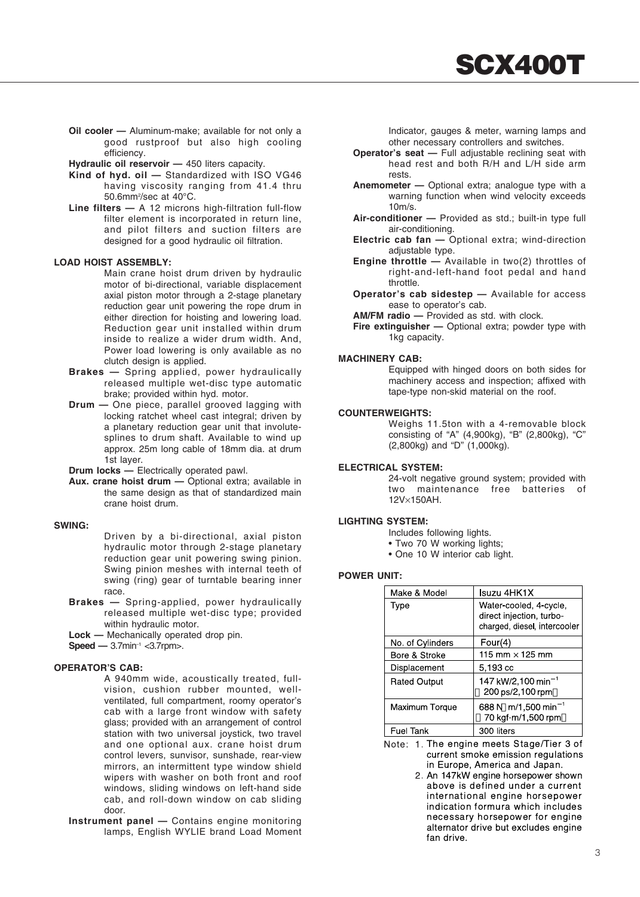**Oil cooler —** Aluminum-make; available for not only a good rustproof but also high cooling efficiency.

**Hydraulic oil reservoir —** 450 liters capacity.

**Kind of hyd. oil —** Standardized with ISO VG46 having viscosity ranging from 41.4 thru 50.6mm²/sec at 40°C.

**Line filters —** A 12 microns high-filtration full-flow filter element is incorporated in return line, and pilot filters and suction filters are designed for a good hydraulic oil filtration.

### LOAD HOIST ASSEMBLY:

Main crane hoist drum driven by hydraulic motor of bi-directional, variable displacement axial piston motor through a 2-stage planetary reduction gear unit powering the rope drum in either direction for hoisting and lowering load. Reduction gear unit installed within drum inside to realize a wider drum width. And, Power load lowering is only available as no clutch design is applied.

**Brakes —** Spring applied, power hydraulically released multiple wet-disc type automatic brake; provided within hyd. motor.

**Drum —** One piece, parallel grooved lagging with locking ratchet wheel cast integral; driven by a planetary reduction gear unit that involute-splines to drum shaft. Available to wind up approx. 25m long cable of 18mm dia. at drum 1st layer.

**Drum locks —** Electrically operated pawl.

**Aux. crane hoist drum —** Optional extra; available in the same design as that of standardized main crane hoist drum.

### SWING:

Driven by a bi-directional, axial piston hydraulic motor through 2-stage planetary reduction gear unit powering swing pinion. Swing pinion meshes with internal teeth of swing (ring) gear of turntable bearing inner race.

**Brakes —** Spring-applied, power hydraulically released multiple wet-disc type; provided within hydraulic motor.

**Lock —** Mechanically operated drop pin.

**Speed —** 3.7min⁻¹ <3.7rpm>.

### OPERATOR'S CAB:

A 940mm wide, acoustically treated, full-vision, cushion rubber mounted, well-ventilated, full compartment, roomy operator's cab with a large front window with safety glass; provided with an arrangement of control station with two universal joystick, two travel and one optional aux. crane hoist drum control levers, sunvisor, sunshade, rear-view mirrors, an intermittent type window shield wipers with washer on both front and roof windows, sliding windows on left-hand side cab, and roll-down window on cab sliding door.

**Instrument panel —** Contains engine monitoring lamps, English WYLIE brand Load Moment Indicator, gauges & meter, warning lamps and other necessary controllers and switches.

**Operator's seat —** Full adjustable reclining seat with head rest and both R/H and L/H side arm rests.

**Anemometer —** Optional extra; analogue type with a warning function when wind velocity exceeds 10m/s.

**Air-conditioner —** Provided as std.; built-in type full air-conditioning.

**Electric cab fan —** Optional extra; wind-direction adjustable type.

**Engine throttle —** Available in two(2) throttles of right-and-left-hand foot pedal and hand throttle.

**Operator's cab sidestep —** Available for access ease to operator's cab.

**AM/FM radio —** Provided as std. with clock.

**Fire extinguisher —** Optional extra; powder type with 1kg capacity.

### MACHINERY CAB:

Equipped with hinged doors on both sides for machinery access and inspection; affixed with tape-type non-skid material on the roof.

### COUNTERWEIGHTS:

Weighs 11.5ton with a 4-removable block consisting of "A" (4,900kg), "B" (2,800kg), "C" (2,800kg) and "D" (1,000kg).

### ELECTRICAL SYSTEM:

24-volt negative ground system; provided with two maintenance free batteries of 12V×150AH.

### LIGHTING SYSTEM:

Includes following lights.

- Two 70 W working lights;
- One 10 W interior cab light.

### POWER UNIT:

| Make & Model | Isuzu 4HK1X |
|---|---|
| Type | Water-cooled, 4-cycle, direct injection, turbo-charged, diesel, intercooler |
| No. of Cylinders | Four(4) |
| Bore & Stroke | 115 mm × 125 mm |
| Displacement | 5,193 cc |
| Rated Output | 147 kW/2,100 min⁻¹ (200 ps/2,100 rpm) |
| Maximum Torque | 688 N·m/1,500 min⁻¹ (70 kgf·m/1,500 rpm) |
| Fuel Tank | 300 liters |

Note: 1. The engine meets Stage/Tier 3 of current smoke emission regulations in Europe, America and Japan.

2. An 147kW engine horsepower shown above is defined under a current international engine horsepower indication formura which includes necessary horsepower for engine alternator drive but excludes engine fan drive.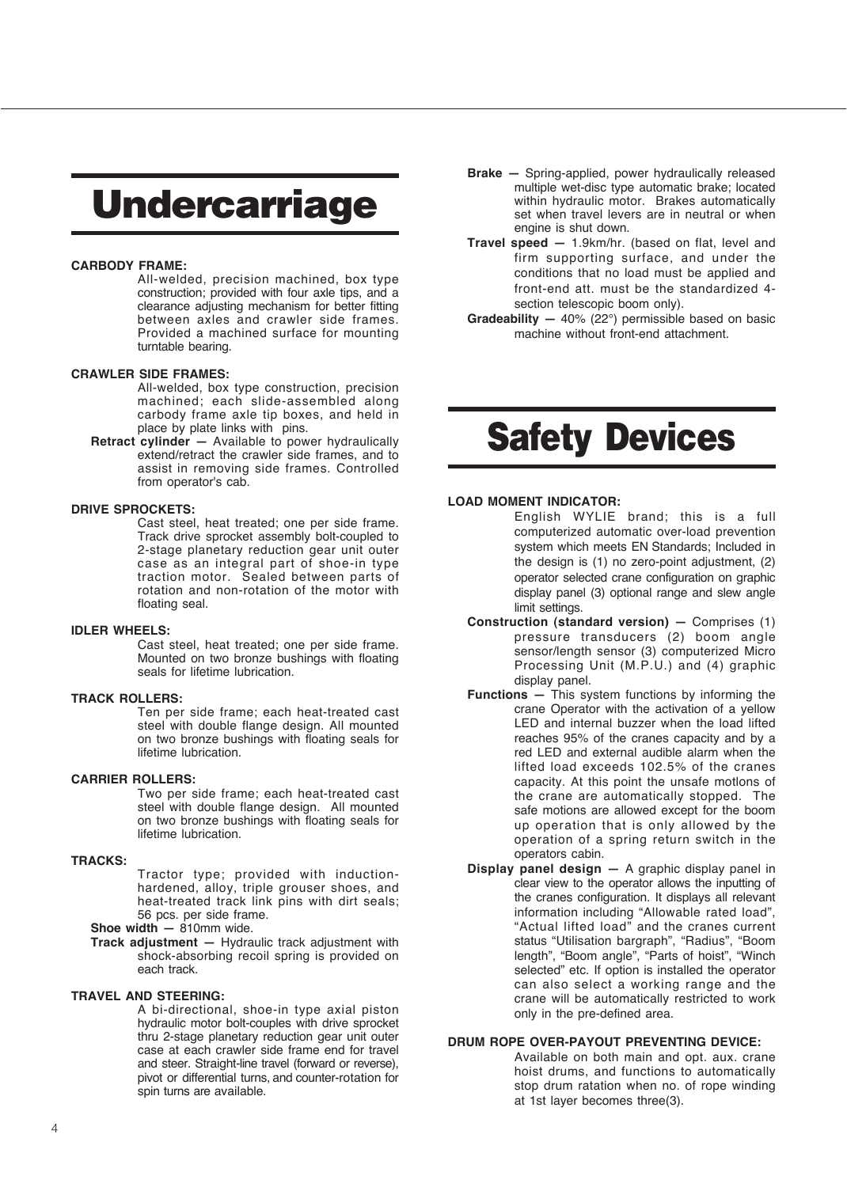# Undercarriage

**CARBODY FRAME:**
All-welded, precision machined, box type construction; provided with four axle tips, and a clearance adjusting mechanism for better fitting between axles and crawler side frames. Provided a machined surface for mounting turntable bearing.

**CRAWLER SIDE FRAMES:**
All-welded, box type construction, precision machined; each slide-assembled along carbody frame axle tip boxes, and held in place by plate links with pins.

**Retract cylinder —** Available to power hydraulically extend/retract the crawler side frames, and to assist in removing side frames. Controlled from operator's cab.

**DRIVE SPROCKETS:**
Cast steel, heat treated; one per side frame. Track drive sprocket assembly bolt-coupled to 2-stage planetary reduction gear unit outer case as an integral part of shoe-in type traction motor. Sealed between parts of rotation and non-rotation of the motor with floating seal.

**IDLER WHEELS:**
Cast steel, heat treated; one per side frame. Mounted on two bronze bushings with floating seals for lifetime lubrication.

**TRACK ROLLERS:**
Ten per side frame; each heat-treated cast steel with double flange design. All mounted on two bronze bushings with floating seals for lifetime lubrication.

**CARRIER ROLLERS:**
Two per side frame; each heat-treated cast steel with double flange design. All mounted on two bronze bushings with floating seals for lifetime lubrication.

**TRACKS:**
Tractor type; provided with induction-hardened, alloy, triple grouser shoes, and heat-treated track link pins with dirt seals; 56 pcs. per side frame.

**Shoe width —** 810mm wide.

**Track adjustment —** Hydraulic track adjustment with shock-absorbing recoil spring is provided on each track.

**TRAVEL AND STEERING:**
A bi-directional, shoe-in type axial piston hydraulic motor bolt-couples with drive sprocket thru 2-stage planetary reduction gear unit outer case at each crawler side frame end for travel and steer. Straight-line travel (forward or reverse), pivot or differential turns, and counter-rotation for spin turns are available.

**Brake —** Spring-applied, power hydraulically released multiple wet-disc type automatic brake; located within hydraulic motor. Brakes automatically set when travel levers are in neutral or when engine is shut down.

**Travel speed —** 1.9km/hr. (based on flat, level and firm supporting surface, and under the conditions that no load must be applied and front-end att. must be the standardized 4-section telescopic boom only).

**Gradeability —** 40% (22°) permissible based on basic machine without front-end attachment.

# Safety Devices

**LOAD MOMENT INDICATOR:**
English WYLIE brand; this is a full computerized automatic over-load prevention system which meets EN Standards; Included in the design is (1) no zero-point adjustment, (2) operator selected crane configuration on graphic display panel (3) optional range and slew angle limit settings.

**Construction (standard version) —** Comprises (1) pressure transducers (2) boom angle sensor/length sensor (3) computerized Micro Processing Unit (M.P.U.) and (4) graphic display panel.

**Functions —** This system functions by informing the crane Operator with the activation of a yellow LED and internal buzzer when the load lifted reaches 95% of the cranes capacity and by a red LED and external audible alarm when the lifted load exceeds 102.5% of the cranes capacity. At this point the unsafe motlons of the crane are automatically stopped. The safe motions are allowed except for the boom up operation that is only allowed by the operation of a spring return switch in the operators cabin.

**Display panel design —** A graphic display panel in clear view to the operator allows the inputting of the cranes configuration. It displays all relevant information including "Allowable rated load", "Actual lifted load" and the cranes current status "Utilisation bargraph", "Radius", "Boom length", "Boom angle", "Parts of hoist", "Winch selected" etc. If option is installed the operator can also select a working range and the crane will be automatically restricted to work only in the pre-defined area.

**DRUM ROPE OVER-PAYOUT PREVENTING DEVICE:**
Available on both main and opt. aux. crane hoist drums, and functions to automatically stop drum ratation when no. of rope winding at 1st layer becomes three(3).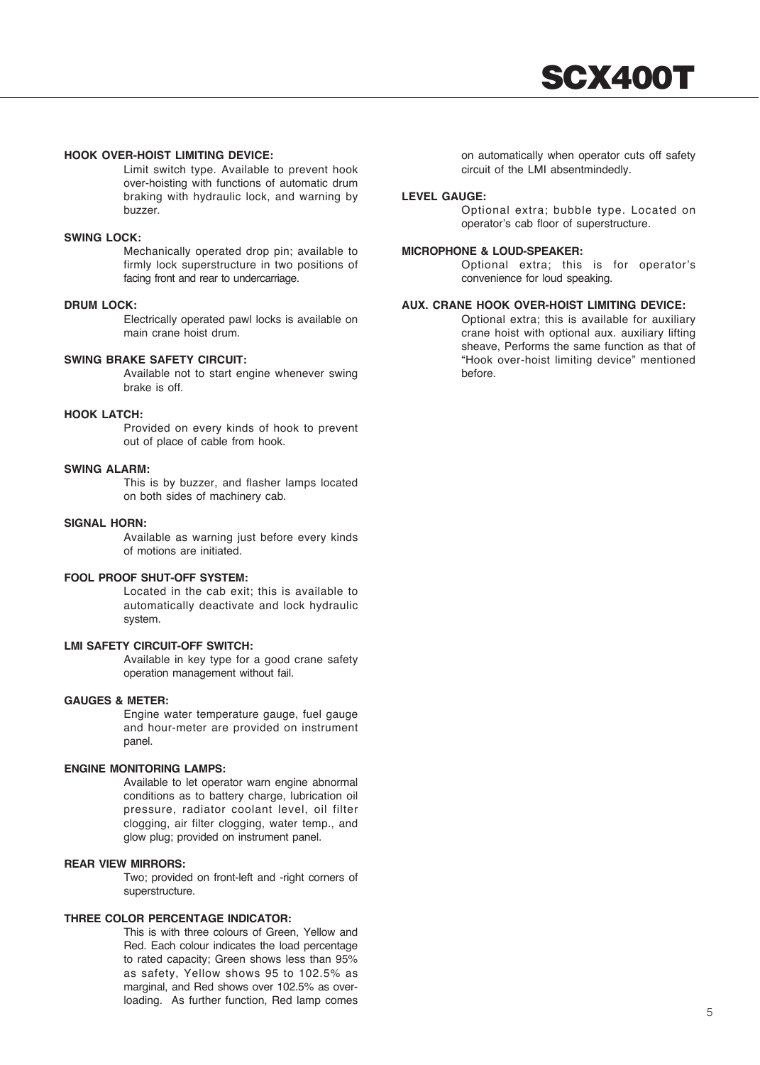**HOOK OVER-HOIST LIMITING DEVICE:**

Limit switch type. Available to prevent hook over-hoisting with functions of automatic drum braking with hydraulic lock, and warning by buzzer.

**SWING LOCK:**

Mechanically operated drop pin; available to firmly lock superstructure in two positions of facing front and rear to undercarriage.

**DRUM LOCK:**

Electrically operated pawl locks is available on main crane hoist drum.

**SWING BRAKE SAFETY CIRCUIT:**

Available not to start engine whenever swing brake is off.

**HOOK LATCH:**

Provided on every kinds of hook to prevent out of place of cable from hook.

**SWING ALARM:**

This is by buzzer, and flasher lamps located on both sides of machinery cab.

**SIGNAL HORN:**

Available as warning just before every kinds of motions are initiated.

**FOOL PROOF SHUT-OFF SYSTEM:**

Located in the cab exit; this is available to automatically deactivate and lock hydraulic system.

**LMI SAFETY CIRCUIT-OFF SWITCH:**

Available in key type for a good crane safety operation management without fail.

**GAUGES & METER:**

Engine water temperature gauge, fuel gauge and hour-meter are provided on instrument panel.

**ENGINE MONITORING LAMPS:**

Available to let operator warn engine abnormal conditions as to battery charge, lubrication oil pressure, radiator coolant level, oil filter clogging, air filter clogging, water temp., and glow plug; provided on instrument panel.

**REAR VIEW MIRRORS:**

Two; provided on front-left and -right corners of superstructure.

**THREE COLOR PERCENTAGE INDICATOR:**

This is with three colours of Green, Yellow and Red. Each colour indicates the load percentage to rated capacity; Green shows less than 95% as safety, Yellow shows 95 to 102.5% as marginal, and Red shows over 102.5% as overloading. As further function, Red lamp comes on automatically when operator cuts off safety circuit of the LMI absentmindedly.

**LEVEL GAUGE:**

Optional extra; bubble type. Located on operator's cab floor of superstructure.

**MICROPHONE & LOUD-SPEAKER:**

Optional extra; this is for operator's convenience for loud speaking.

**AUX. CRANE HOOK OVER-HOIST LIMITING DEVICE:**

Optional extra; this is available for auxiliary crane hoist with optional aux. auxiliary lifting sheave, Performs the same function as that of "Hook over-hoist limiting device" mentioned before.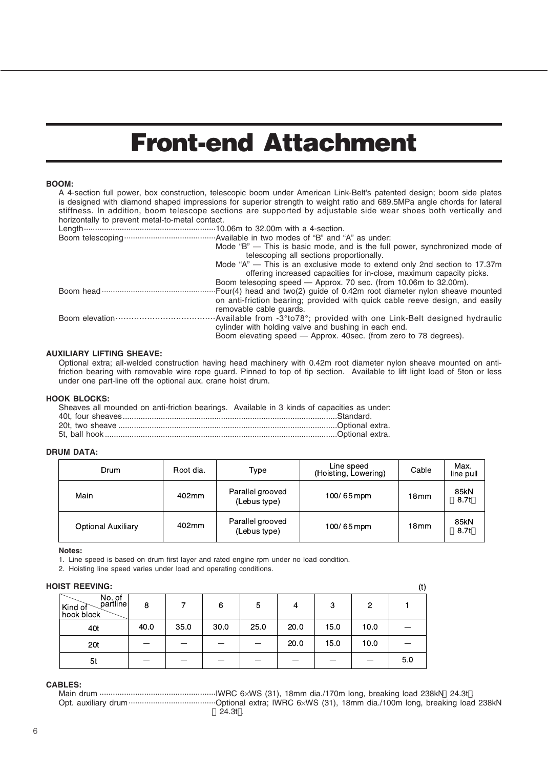# Front-end Attachment

**BOOM:**

A 4-section full power, box construction, telescopic boom under American Link-Belt's patented design; boom side plates is designed with diamond shaped impressions for superior strength to weight ratio and 689.5MPa angle chords for lateral stiffness. In addition, boom telescope sections are supported by adjustable side wear shoes both vertically and horizontally to prevent metal-to-metal contact.

Length ............ 10.06m to 32.00m with a 4-section.

Boom telescoping ............ Available in two modes of "B" and "A" as under:
Mode "B" — This is basic mode, and is the full power, synchronized mode of telescoping all sections proportionally.
Mode "A" — This is an exclusive mode to extend only 2nd section to 17.37m offering increased capacities for in-close, maximum capacity picks.
Boom telesoping speed — Approx. 70 sec. (from 10.06m to 32.00m).

Boom head ............ Four(4) head and two(2) guide of 0.42m root diameter nylon sheave mounted on anti-friction bearing; provided with quick cable reeve design, and easily removable cable guards.

Boom elevation ............ Available from -3°to78°; provided with one Link-Belt designed hydraulic cylinder with holding valve and bushing in each end.
Boom elevating speed — Approx. 40sec. (from zero to 78 degrees).

**AUXILIARY LIFTING SHEAVE:**

Optional extra; all-welded construction having head machinery with 0.42m root diameter nylon sheave mounted on anti-friction bearing with removable wire rope guard. Pinned to top of tip section. Available to lift light load of 5ton or less under one part-line off the optional aux. crane hoist drum.

**HOOK BLOCKS:**

Sheaves all mounded on anti-friction bearings. Available in 3 kinds of capacities as under:

40t, four sheaves ............ Standard.
20t, two sheave ............ Optional extra.
5t, ball hook ............ Optional extra.

**DRUM DATA:**

| Drum | Root dia. | Type | Line speed (Hoisting, Lowering) | Cable | Max. line pull |
|---|---|---|---|---|---|
| Main | 402mm | Parallel grooved (Lebus type) | 100/65mpm | 18mm | 85kN (8.7t) |
| Optional Auxiliary | 402mm | Parallel grooved (Lebus type) | 100/65mpm | 18mm | 85kN (8.7t) |

**Notes:**

1. Line speed is based on drum first layer and rated engine rpm under no load condition.
2. Hoisting line speed varies under load and operating conditions.

**HOIST REEVING:** (t)

| Kind of hook block \ No. of partline | 8 | 7 | 6 | 5 | 4 | 3 | 2 | 1 |
|---|---|---|---|---|---|---|---|---|
| 40t | 40.0 | 35.0 | 30.0 | 25.0 | 20.0 | 15.0 | 10.0 | — |
| 20t | — | — | — | — | 20.0 | 15.0 | 10.0 | — |
| 5t | — | — | — | — | — | — | — | 5.0 |

**CABLES:**

Main drum ............ IWRC 6×WS (31), 18mm dia./170m long, breaking load 238kN (24.3t).

Opt. auxiliary drum ............ Optional extra; IWRC 6×WS (31), 18mm dia./100m long, breaking load 238kN (24.3t).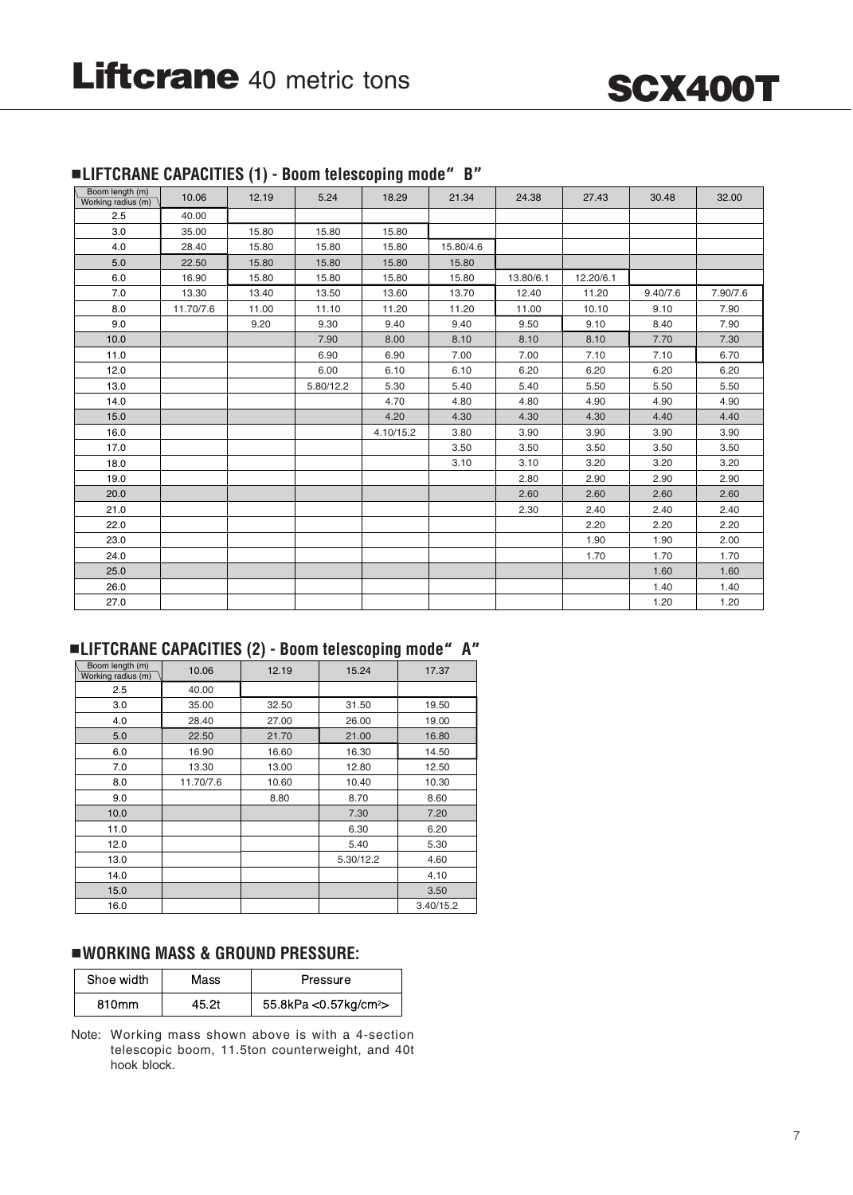# Liftcrane 40 metric tons

# SCX400T

## ■LIFTCRANE CAPACITIES (1) - Boom telescoping mode" B"

| Boom length (m) / Working radius (m) | 10.06 | 12.19 | 5.24 | 18.29 | 21.34 | 24.38 | 27.43 | 30.48 | 32.00 |
|---|---|---|---|---|---|---|---|---|---|
| 2.5 | 40.00 | | | | | | | | |
| 3.0 | 35.00 | 15.80 | 15.80 | 15.80 | | | | | |
| 4.0 | 28.40 | 15.80 | 15.80 | 15.80 | 15.80/4.6 | | | | |
| 5.0 | 22.50 | 15.80 | 15.80 | 15.80 | 15.80 | | | | |
| 6.0 | 16.90 | 15.80 | 15.80 | 15.80 | 15.80 | 13.80/6.1 | 12.20/6.1 | | |
| 7.0 | 13.30 | 13.40 | 13.50 | 13.60 | 13.70 | 12.40 | 11.20 | 9.40/7.6 | 7.90/7.6 |
| 8.0 | 11.70/7.6 | 11.00 | 11.10 | 11.20 | 11.20 | 11.00 | 10.10 | 9.10 | 7.90 |
| 9.0 | | 9.20 | 9.30 | 9.40 | 9.40 | 9.50 | 9.10 | 8.40 | 7.90 |
| 10.0 | | | 7.90 | 8.00 | 8.10 | 8.10 | 8.10 | 7.70 | 7.30 |
| 11.0 | | | 6.90 | 6.90 | 7.00 | 7.00 | 7.10 | 7.10 | 6.70 |
| 12.0 | | | 6.00 | 6.10 | 6.10 | 6.20 | 6.20 | 6.20 | 6.20 |
| 13.0 | | | 5.80/12.2 | 5.30 | 5.40 | 5.40 | 5.50 | 5.50 | 5.50 |
| 14.0 | | | | 4.70 | 4.80 | 4.80 | 4.90 | 4.90 | 4.90 |
| 15.0 | | | | 4.20 | 4.30 | 4.30 | 4.30 | 4.40 | 4.40 |
| 16.0 | | | | 4.10/15.2 | 3.80 | 3.90 | 3.90 | 3.90 | 3.90 |
| 17.0 | | | | | 3.50 | 3.50 | 3.50 | 3.50 | 3.50 |
| 18.0 | | | | | 3.10 | 3.10 | 3.20 | 3.20 | 3.20 |
| 19.0 | | | | | | 2.80 | 2.90 | 2.90 | 2.90 |
| 20.0 | | | | | | 2.60 | 2.60 | 2.60 | 2.60 |
| 21.0 | | | | | | 2.30 | 2.40 | 2.40 | 2.40 |
| 22.0 | | | | | | | 2.20 | 2.20 | 2.20 |
| 23.0 | | | | | | | 1.90 | 1.90 | 2.00 |
| 24.0 | | | | | | | 1.70 | 1.70 | 1.70 |
| 25.0 | | | | | | | | 1.60 | 1.60 |
| 26.0 | | | | | | | | 1.40 | 1.40 |
| 27.0 | | | | | | | | 1.20 | 1.20 |

## ■LIFTCRANE CAPACITIES (2) - Boom telescoping mode" A"

| Boom length (m) / Working radius (m) | 10.06 | 12.19 | 15.24 | 17.37 |
|---|---|---|---|---|
| 2.5 | 40.00 | | | |
| 3.0 | 35.00 | 32.50 | 31.50 | 19.50 |
| 4.0 | 28.40 | 27.00 | 26.00 | 19.00 |
| 5.0 | 22.50 | 21.70 | 21.00 | 16.80 |
| 6.0 | 16.90 | 16.60 | 16.30 | 14.50 |
| 7.0 | 13.30 | 13.00 | 12.80 | 12.50 |
| 8.0 | 11.70/7.6 | 10.60 | 10.40 | 10.30 |
| 9.0 | | 8.80 | 8.70 | 8.60 |
| 10.0 | | | 7.30 | 7.20 |
| 11.0 | | | 6.30 | 6.20 |
| 12.0 | | | 5.40 | 5.30 |
| 13.0 | | | 5.30/12.2 | 4.60 |
| 14.0 | | | | 4.10 |
| 15.0 | | | | 3.50 |
| 16.0 | | | | 3.40/15.2 |

## ■WORKING MASS & GROUND PRESSURE:

| Shoe width | Mass | Pressure |
|---|---|---|
| 810mm | 45.2t | 55.8kPa <0.57kg/cm$^2$> |

Note: Working mass shown above is with a 4-section telescopic boom, 11.5ton counterweight, and 40t hook block.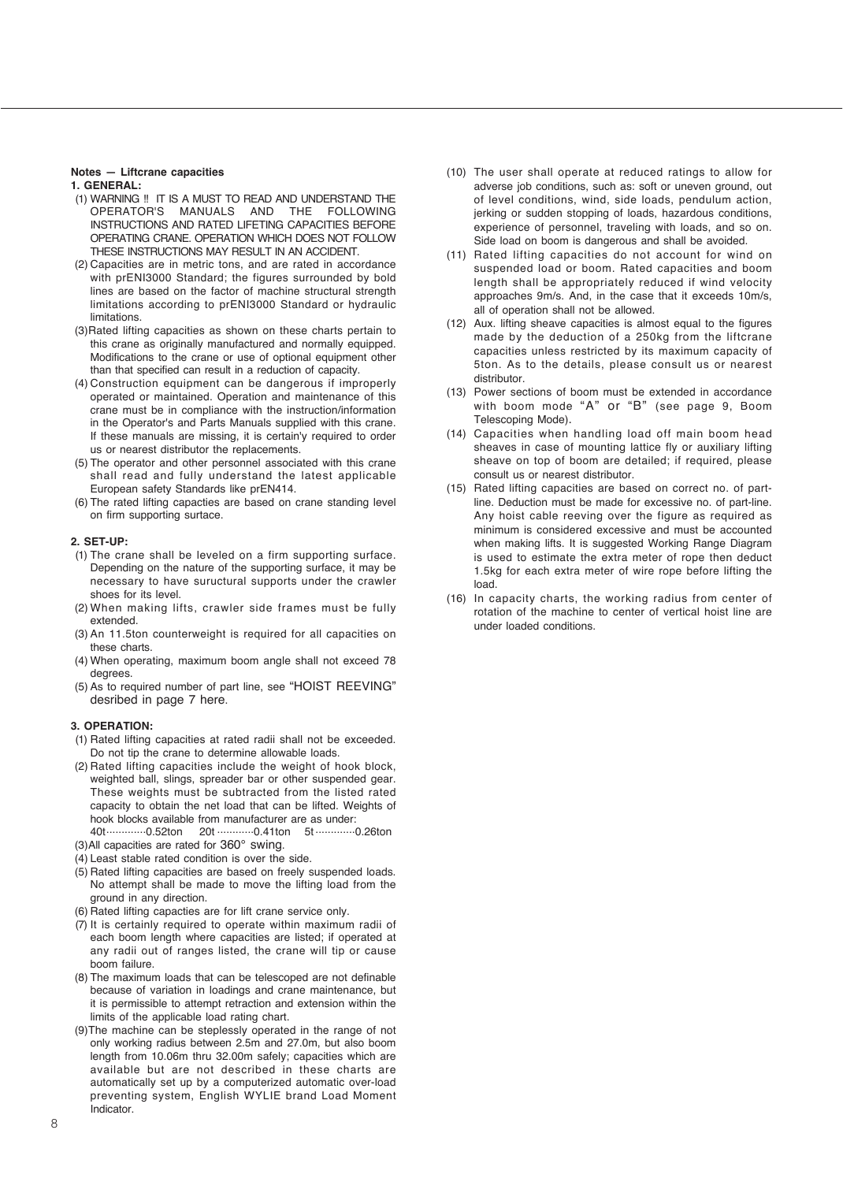**Notes — Liftcrane capacities**

**1. GENERAL:**

(1) WARNING !! IT IS A MUST TO READ AND UNDERSTAND THE OPERATOR'S MANUALS AND THE FOLLOWING INSTRUCTIONS AND RATED LIFETING CAPACITIES BEFORE OPERATING CRANE. OPERATION WHICH DOES NOT FOLLOW THESE INSTRUCTIONS MAY RESULT IN AN ACCIDENT.

(2) Capacities are in metric tons, and are rated in accordance with prENI3000 Standard; the figures surrounded by bold lines are based on the factor of machine structural strength limitations according to prENI3000 Standard or hydraulic limitations.

(3) Rated lifting capacities as shown on these charts pertain to this crane as originally manufactured and normally equipped. Modifications to the crane or use of optional equipment other than that specified can result in a reduction of capacity.

(4) Construction equipment can be dangerous if improperly operated or maintained. Operation and maintenance of this crane must be in compliance with the instruction/information in the Operator's and Parts Manuals supplied with this crane. If these manuals are missing, it is certain'y required to order us or nearest distributor the replacements.

(5) The operator and other personnel associated with this crane shall read and fully understand the latest applicable European safety Standards like prEN414.

(6) The rated lifting capacties are based on crane standing level on firm supporting surtace.

**2. SET-UP:**

(1) The crane shall be leveled on a firm supporting surface. Depending on the nature of the supporting surface, it may be necessary to have suructural supports under the crawler shoes for its level.

(2) When making lifts, crawler side frames must be fully extended.

(3) An 11.5ton counterweight is required for all capacities on these charts.

(4) When operating, maximum boom angle shall not exceed 78 degrees.

(5) As to required number of part line, see "HOIST REEVING" desribed in page 7 here.

**3. OPERATION:**

(1) Rated lifting capacities at rated radii shall not be exceeded. Do not tip the crane to determine allowable loads.

(2) Rated lifting capacities include the weight of hook block, weighted ball, slings, spreader bar or other suspended gear. These weights must be subtracted from the listed rated capacity to obtain the net load that can be lifted. Weights of hook blocks available from manufacturer are as under:
40t·············0.52ton 20t ············0.41ton 5t ·············0.26ton

(3) All capacities are rated for 360° swing.

(4) Least stable rated condition is over the side.

(5) Rated lifting capacities are based on freely suspended loads. No attempt shall be made to move the lifting load from the ground in any direction.

(6) Rated lifting capacties are for lift crane service only.

(7) It is certainly required to operate within maximum radii of each boom length where capacities are listed; if operated at any radii out of ranges listed, the crane will tip or cause boom failure.

(8) The maximum loads that can be telescoped are not definable because of variation in loadings and crane maintenance, but it is permissible to attempt retraction and extension within the limits of the applicable load rating chart.

(9) The machine can be steplessly operated in the range of not only working radius between 2.5m and 27.0m, but also boom length from 10.06m thru 32.00m safely; capacities which are available but are not described in these charts are automatically set up by a computerized automatic over-load preventing system, English WYLIE brand Load Moment Indicator.

(10) The user shall operate at reduced ratings to allow for adverse job conditions, such as: soft or uneven ground, out of level conditions, wind, side loads, pendulum action, jerking or sudden stopping of loads, hazardous conditions, experience of personnel, traveling with loads, and so on. Side load on boom is dangerous and shall be avoided.

(11) Rated lifting capacities do not account for wind on suspended load or boom. Rated capacities and boom length shall be appropriately reduced if wind velocity approaches 9m/s. And, in the case that it exceeds 10m/s, all of operation shall not be allowed.

(12) Aux. lifting sheave capacities is almost equal to the figures made by the deduction of a 250kg from the liftcrane capacities unless restricted by its maximum capacity of 5ton. As to the details, please consult us or nearest distributor.

(13) Power sections of boom must be extended in accordance with boom mode "A" or "B" (see page 9, Boom Telescoping Mode).

(14) Capacities when handling load off main boom head sheaves in case of mounting lattice fly or auxiliary lifting sheave on top of boom are detailed; if required, please consult us or nearest distributor.

(15) Rated lifting capacities are based on correct no. of part-line. Deduction must be made for excessive no. of part-line. Any hoist cable reeving over the figure as required as minimum is considered excessive and must be accounted when making lifts. It is suggested Working Range Diagram is used to estimate the extra meter of rope then deduct 1.5kg for each extra meter of wire rope before lifting the load.

(16) In capacity charts, the working radius from center of rotation of the machine to center of vertical hoist line are under loaded conditions.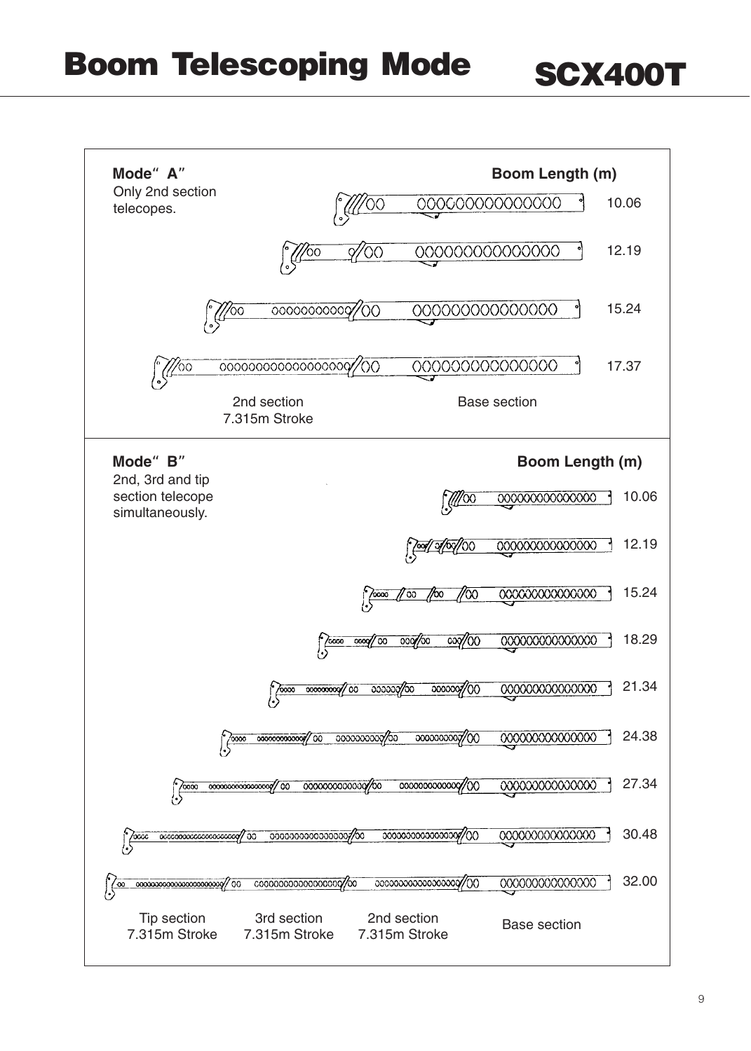# Boom Telescoping Mode

# SCX400T

**Mode "A"**

Only 2nd section telecopes.

**Boom Length (m)**

10.06

12.19

15.24

17.37

2nd section
7.315m Stroke

Base section

**Mode "B"**

2nd, 3rd and tip section telecope simultaneously.

**Boom Length (m)**

10.06

12.19

15.24

18.29

21.34

24.38

27.34

30.48

32.00

Tip section
7.315m Stroke

3rd section
7.315m Stroke

2nd section
7.315m Stroke

Base section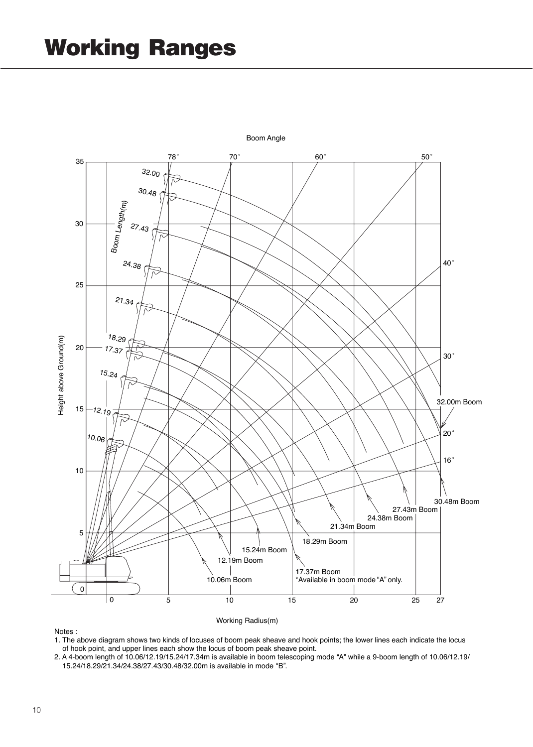# Working Ranges

Notes :

1. The above diagram shows two kinds of locuses of boom peak sheave and hook points; the lower lines each indicate the locus of hook point, and upper lines each show the locus of boom peak sheave point.
2. A 4-boom length of 10.06/12.19/15.24/17.34m is available in boom telescoping mode “A” while a 9-boom length of 10.06/12.19/15.24/18.29/21.34/24.38/27.43/30.48/32.00m is available in mode “B”.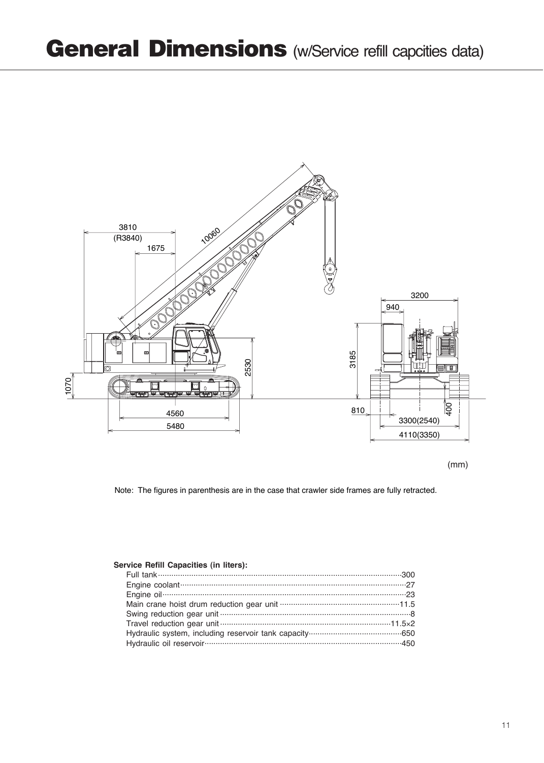# General Dimensions (w/Service refill capcities data)

3810
(R3840)
1675
10060
3200
940
3185
2530
1070
400
810
4560
5480
3300(2540)
4110(3350)

(mm)

Note: The figures in parenthesis are in the case that crawler side frames are fully retracted.

**Service Refill Capacities (in liters):**

| | |
|---|---|
| Full tank | 300 |
| Engine coolant | 27 |
| Engine oil | 23 |
| Main crane hoist drum reduction gear unit | 11.5 |
| Swing reduction gear unit | 8 |
| Travel reduction gear unit | 11.5×2 |
| Hydraulic system, including reservoir tank capacity | 650 |
| Hydraulic oil reservoir | 450 |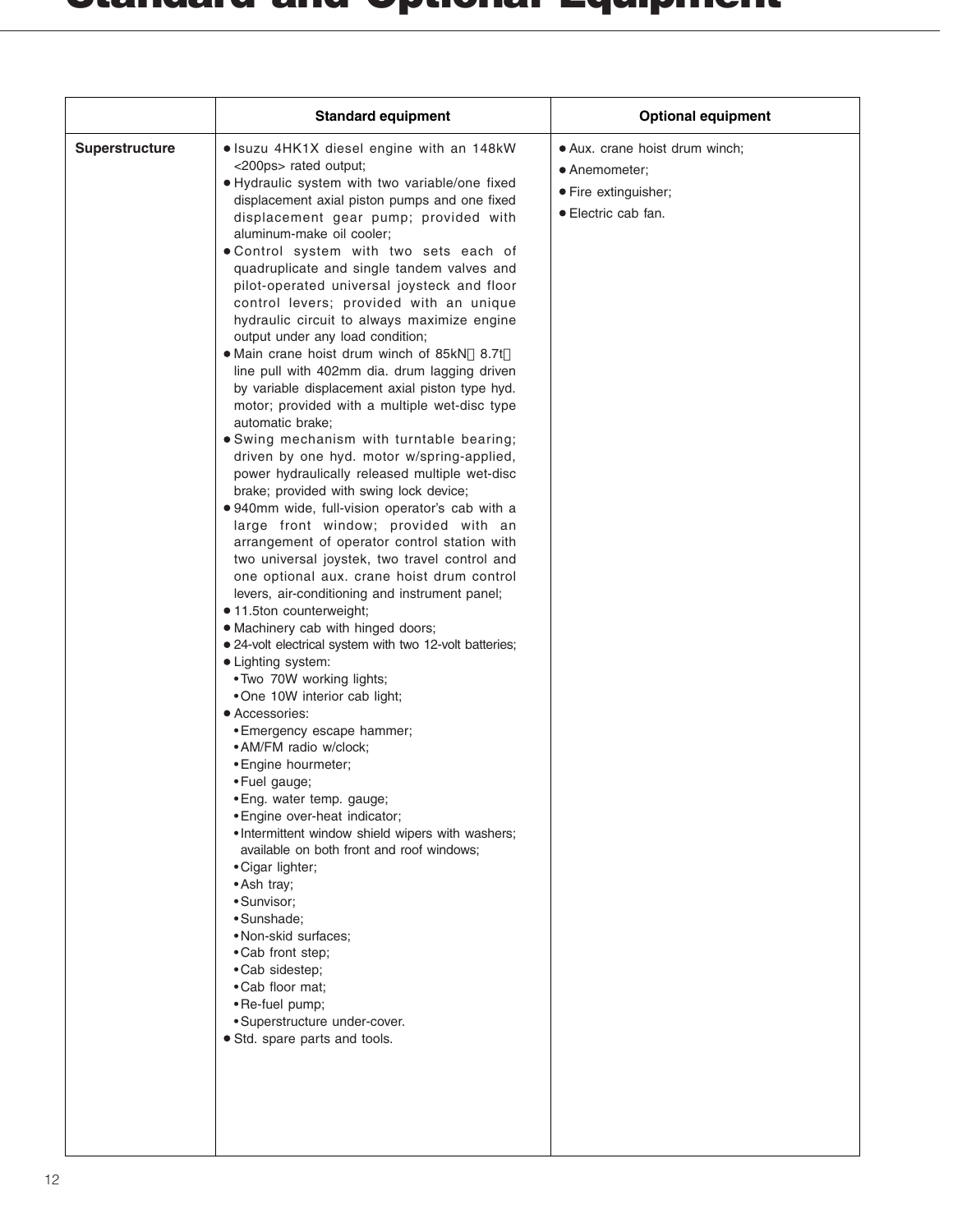# Standard and Optional Equipment

| | Standard equipment | Optional equipment |
|---|---|---|
| **Superstructure** | • Isuzu 4HK1X diesel engine with an 148kW <200ps> rated output;<br>• Hydraulic system with two variable/one fixed displacement axial piston pumps and one fixed displacement gear pump; provided with aluminum-make oil cooler;<br>• Control system with two sets each of quadruplicate and single tandem valves and pilot-operated universal joysteck and floor control levers; provided with an unique hydraulic circuit to always maximize engine output under any load condition;<br>• Main crane hoist drum winch of 85kN（8.7t）line pull with 402mm dia. drum lagging driven by variable displacement axial piston type hyd. motor; provided with a multiple wet-disc type automatic brake;<br>• Swing mechanism with turntable bearing; driven by one hyd. motor w/spring-applied, power hydraulically released multiple wet-disc brake; provided with swing lock device;<br>• 940mm wide, full-vision operator's cab with a large front window; provided with an arrangement of operator control station with two universal joystek, two travel control and one optional aux. crane hoist drum control levers, air-conditioning and instrument panel;<br>• 11.5ton counterweight;<br>• Machinery cab with hinged doors;<br>• 24-volt electrical system with two 12-volt batteries;<br>• Lighting system:<br>&nbsp;&nbsp;• Two 70W working lights;<br>&nbsp;&nbsp;• One 10W interior cab light;<br>• Accessories:<br>&nbsp;&nbsp;• Emergency escape hammer;<br>&nbsp;&nbsp;• AM/FM radio w/clock;<br>&nbsp;&nbsp;• Engine hourmeter;<br>&nbsp;&nbsp;• Fuel gauge;<br>&nbsp;&nbsp;• Eng. water temp. gauge;<br>&nbsp;&nbsp;• Engine over-heat indicator;<br>&nbsp;&nbsp;• Intermittent window shield wipers with washers; available on both front and roof windows;<br>&nbsp;&nbsp;• Cigar lighter;<br>&nbsp;&nbsp;• Ash tray;<br>&nbsp;&nbsp;• Sunvisor;<br>&nbsp;&nbsp;• Sunshade;<br>&nbsp;&nbsp;• Non-skid surfaces;<br>&nbsp;&nbsp;• Cab front step;<br>&nbsp;&nbsp;• Cab sidestep;<br>&nbsp;&nbsp;• Cab floor mat;<br>&nbsp;&nbsp;• Re-fuel pump;<br>&nbsp;&nbsp;• Superstructure under-cover.<br>• Std. spare parts and tools. | • Aux. crane hoist drum winch;<br>• Anemometer;<br>• Fire extinguisher;<br>• Electric cab fan. |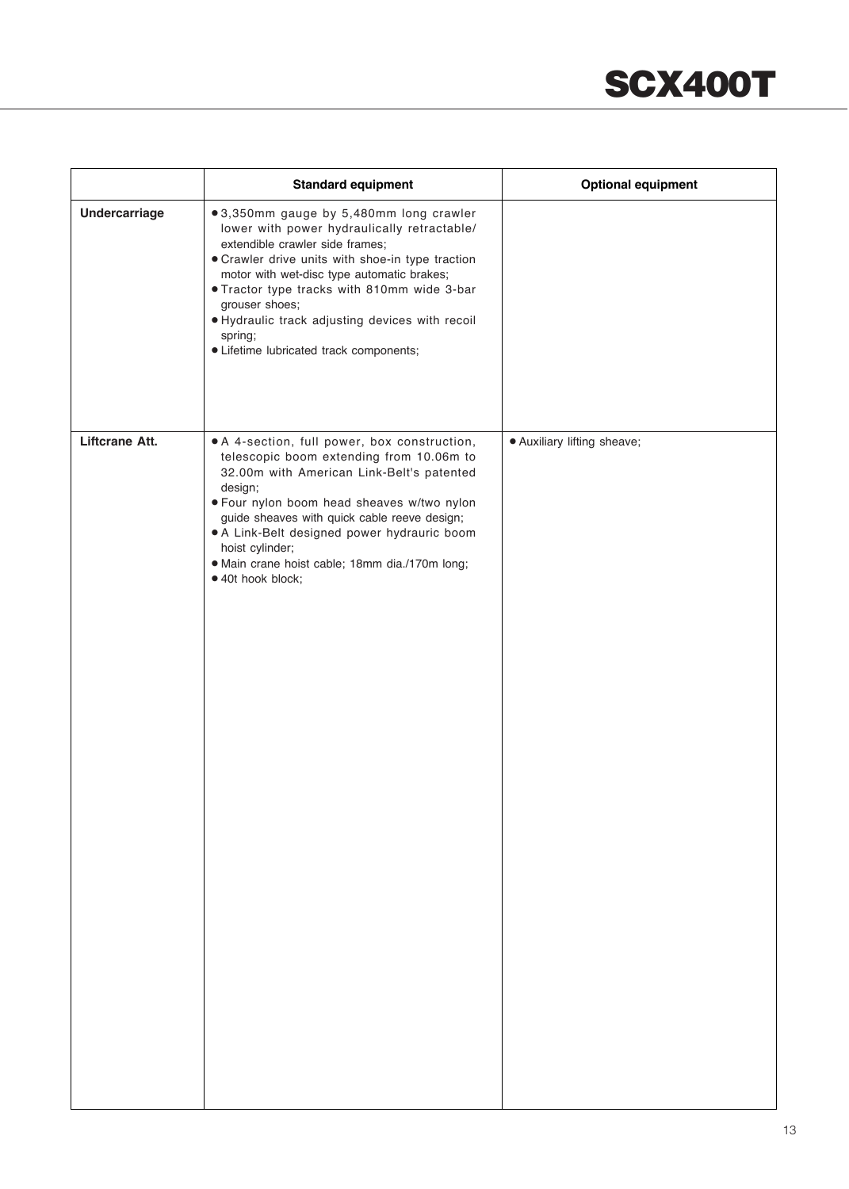| | Standard equipment | Optional equipment |
|---|---|---|
| **Undercarriage** | • 3,350mm gauge by 5,480mm long crawler lower with power hydraulically retractable/ extendible crawler side frames;<br>• Crawler drive units with shoe-in type traction motor with wet-disc type automatic brakes;<br>• Tractor type tracks with 810mm wide 3-bar grouser shoes;<br>• Hydraulic track adjusting devices with recoil spring;<br>• Lifetime lubricated track components; | |
| **Liftcrane Att.** | • A 4-section, full power, box construction, telescopic boom extending from 10.06m to 32.00m with American Link-Belt's patented design;<br>• Four nylon boom head sheaves w/two nylon guide sheaves with quick cable reeve design;<br>• A Link-Belt designed power hydrauric boom hoist cylinder;<br>• Main crane hoist cable; 18mm dia./170m long;<br>• 40t hook block; | • Auxiliary lifting sheave; |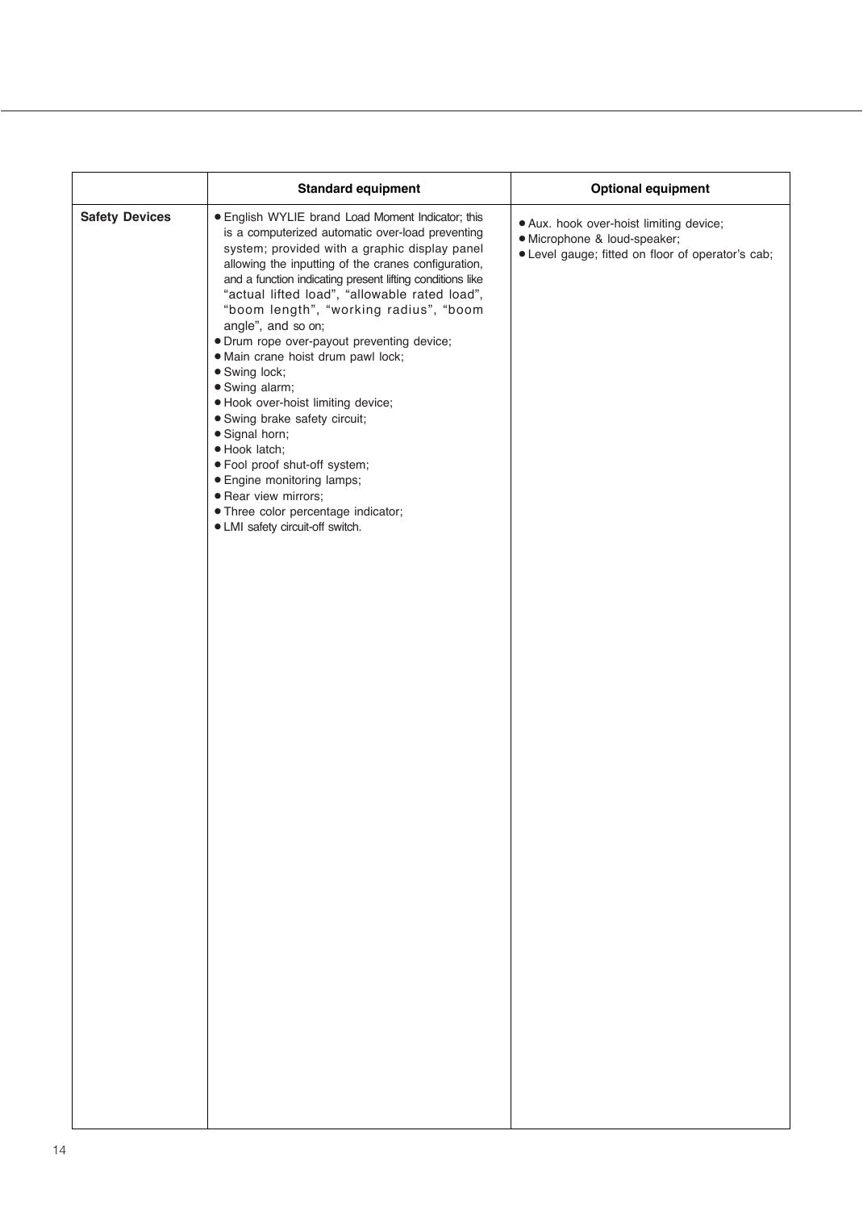| | Standard equipment | Optional equipment |
|---|---|---|
| **Safety Devices** | • English WYLIE brand Load Moment Indicator; this is a computerized automatic over-load preventing system; provided with a graphic display panel allowing the inputting of the cranes configuration, and a function indicating present lifting conditions like "actual lifted load", "allowable rated load", "boom length", "working radius", "boom angle", and so on;<br>• Drum rope over-payout preventing device;<br>• Main crane hoist drum pawl lock;<br>• Swing lock;<br>• Swing alarm;<br>• Hook over-hoist limiting device;<br>• Swing brake safety circuit;<br>• Signal horn;<br>• Hook latch;<br>• Fool proof shut-off system;<br>• Engine monitoring lamps;<br>• Rear view mirrors;<br>• Three color percentage indicator;<br>• LMI safety circuit-off switch. | • Aux. hook over-hoist limiting device;<br>• Microphone & loud-speaker;<br>• Level gauge; fitted on floor of operator's cab; |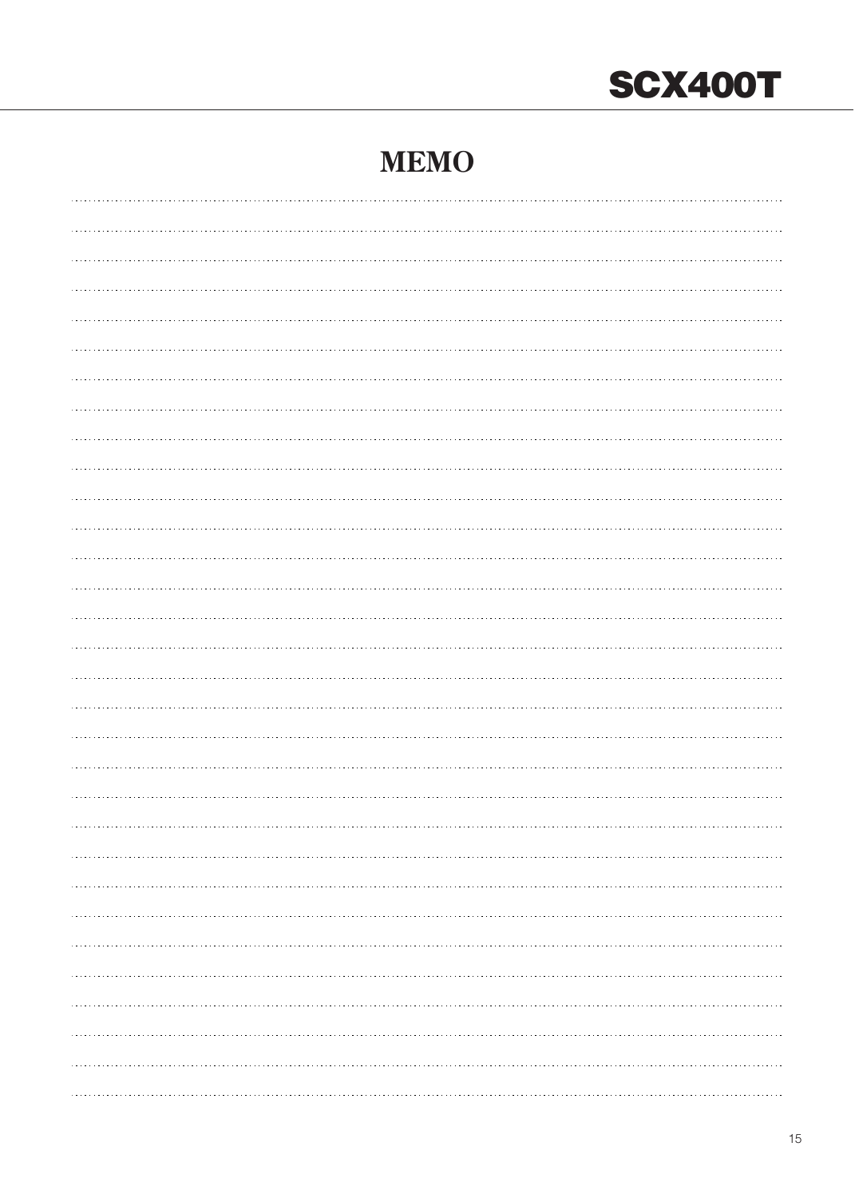# MEMO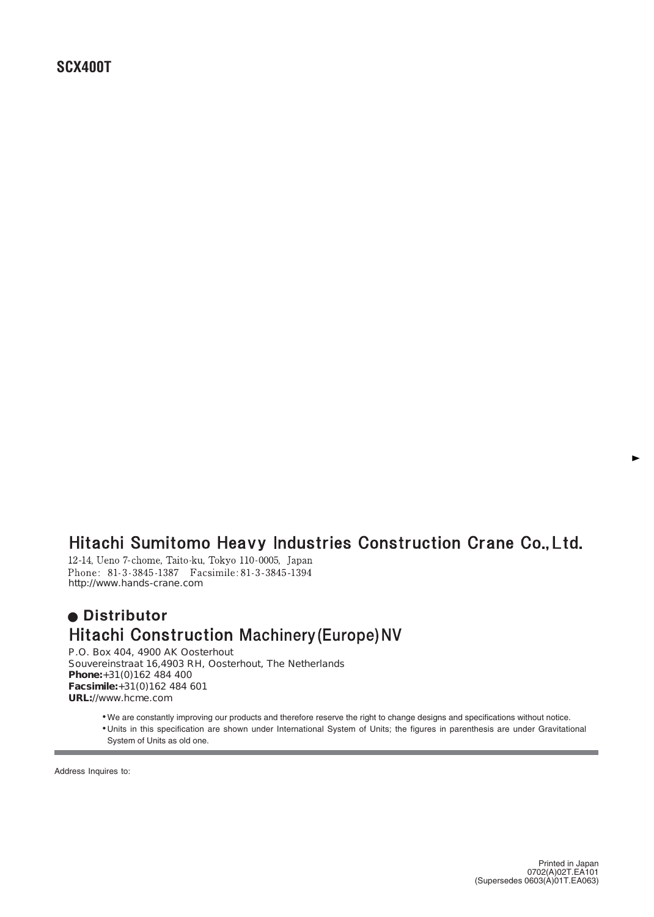**SCX400T**

## Hitachi Sumitomo Heavy Industries Construction Crane Co.,Ltd.

12-14, Ueno 7-chome, Taito-ku, Tokyo 110-0005, Japan
Phone: 81-3-3845-1387 Facsimile: 81-3-3845-1394
http://www.hands-crane.com

● **Distributor**

## Hitachi Construction Machinery(Europe)NV

P.O. Box 404, 4900 AK Oosterhout
Souvereinstraat 16,4903 RH, Oosterhout, The Netherlands
**Phone:**+31(0)162 484 400
**Facsimile:**+31(0)162 484 601
**URL:**//www.hcme.com

- We are constantly improving our products and therefore reserve the right to change designs and specifications without notice.
- Units in this specification are shown under International System of Units; the figures in parenthesis are under Gravitational System of Units as old one.

Address Inquires to:

Printed in Japan
0702(A)02T.EA101
(Supersedes 0603(A)01T.EA063)